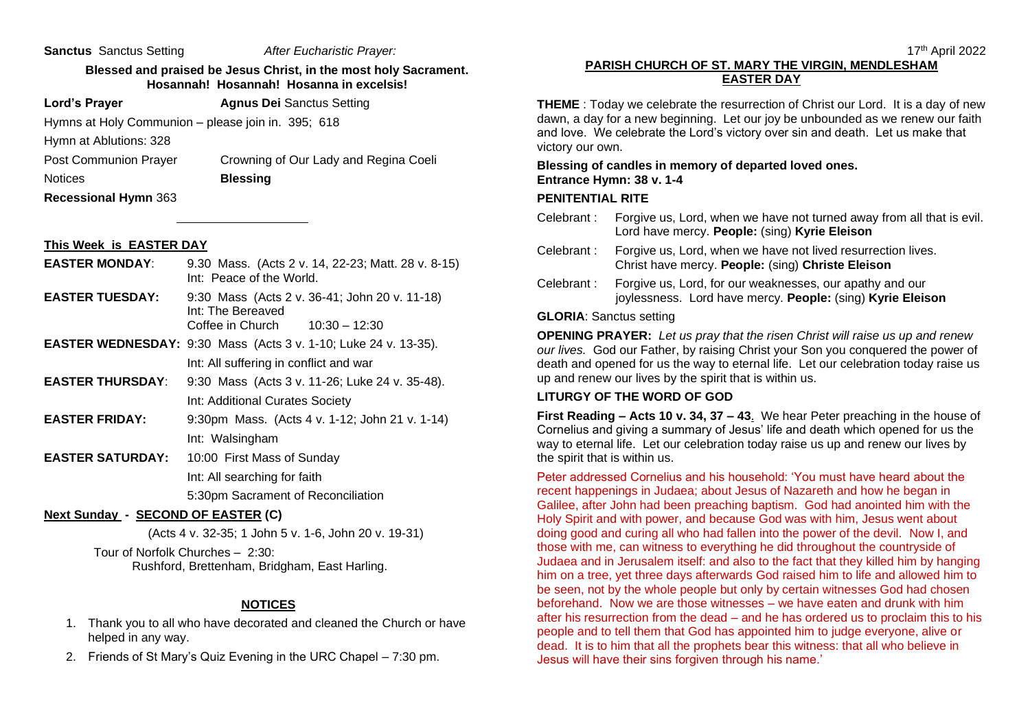**Sanctus** Sanctus Setting *After Eucharistic Prayer:*

**Blessed and praised be Jesus Christ, in the most holy Sacrament. Hosannah! Hosannah! Hosanna in excelsis!**

**Lord's Prayer** **Agnus Dei** Sanctus Setting

Hymns at Holy Communion – please join in. 395; 618

Hymn at Ablutions: 328

Post Communion Prayer Crowning of Our Lady and Regina Coeli

Notices **Blessing**

**Recessional Hymn** 363

---

**This Week is EASTER DAY**

| | |
|---|---|
| **EASTER MONDAY**: | 9.30 Mass. (Acts 2 v. 14, 22-23; Matt. 28 v. 8-15) Int: Peace of the World. |
| **EASTER TUESDAY:** | 9:30 Mass (Acts 2 v. 36-41; John 20 v. 11-18) Int: The Bereaved<br>Coffee in Church 10:30 – 12:30 |
| **EASTER WEDNESDAY:** | 9:30 Mass (Acts 3 v. 1-10; Luke 24 v. 13-35).<br>Int: All suffering in conflict and war |
| **EASTER THURSDAY**: | 9:30 Mass (Acts 3 v. 11-26; Luke 24 v. 35-48).<br>Int: Additional Curates Society |
| **EASTER FRIDAY:** | 9:30pm Mass. (Acts 4 v. 1-12; John 21 v. 1-14)<br>Int: Walsingham |
| **EASTER SATURDAY:** | 10:00 First Mass of Sunday<br>Int: All searching for faith<br>5:30pm Sacrament of Reconciliation |

**Next Sunday - SECOND OF EASTER (C)**

(Acts 4 v. 32-35; 1 John 5 v. 1-6, John 20 v. 19-31)

Tour of Norfolk Churches – 2:30:
Rushford, Brettenham, Bridgham, East Harling.

**NOTICES**

1. Thank you to all who have decorated and cleaned the Church or have helped in any way.
2. Friends of St Mary's Quiz Evening in the URC Chapel – 7:30 pm.

17th April 2022

**PARISH CHURCH OF ST. MARY THE VIRGIN, MENDLESHAM**
**EASTER DAY**

**THEME** : Today we celebrate the resurrection of Christ our Lord. It is a day of new dawn, a day for a new beginning. Let our joy be unbounded as we renew our faith and love. We celebrate the Lord's victory over sin and death. Let us make that victory our own.

**Blessing of candles in memory of departed loved ones.**
**Entrance Hymn: 38 v. 1-4**

**PENITENTIAL RITE**

Celebrant : Forgive us, Lord, when we have not turned away from all that is evil. Lord have mercy. **People:** (sing) **Kyrie Eleison**

Celebrant : Forgive us, Lord, when we have not lived resurrection lives. Christ have mercy. **People:** (sing) **Christe Eleison**

Celebrant : Forgive us, Lord, for our weaknesses, our apathy and our joylessness. Lord have mercy. **People:** (sing) **Kyrie Eleison**

**GLORIA**: Sanctus setting

**OPENING PRAYER:** *Let us pray that the risen Christ will raise us up and renew our lives.* God our Father, by raising Christ your Son you conquered the power of death and opened for us the way to eternal life. Let our celebration today raise us up and renew our lives by the spirit that is within us.

**LITURGY OF THE WORD OF GOD**

**First Reading – Acts 10 v. 34, 37 – 43**. We hear Peter preaching in the house of Cornelius and giving a summary of Jesus' life and death which opened for us the way to eternal life. Let our celebration today raise us up and renew our lives by the spirit that is within us.

Peter addressed Cornelius and his household: 'You must have heard about the recent happenings in Judaea; about Jesus of Nazareth and how he began in Galilee, after John had been preaching baptism. God had anointed him with the Holy Spirit and with power, and because God was with him, Jesus went about doing good and curing all who had fallen into the power of the devil. Now I, and those with me, can witness to everything he did throughout the countryside of Judaea and in Jerusalem itself: and also to the fact that they killed him by hanging him on a tree, yet three days afterwards God raised him to life and allowed him to be seen, not by the whole people but only by certain witnesses God had chosen beforehand. Now we are those witnesses – we have eaten and drunk with him after his resurrection from the dead – and he has ordered us to proclaim this to his people and to tell them that God has appointed him to judge everyone, alive or dead. It is to him that all the prophets bear this witness: that all who believe in Jesus will have their sins forgiven through his name.'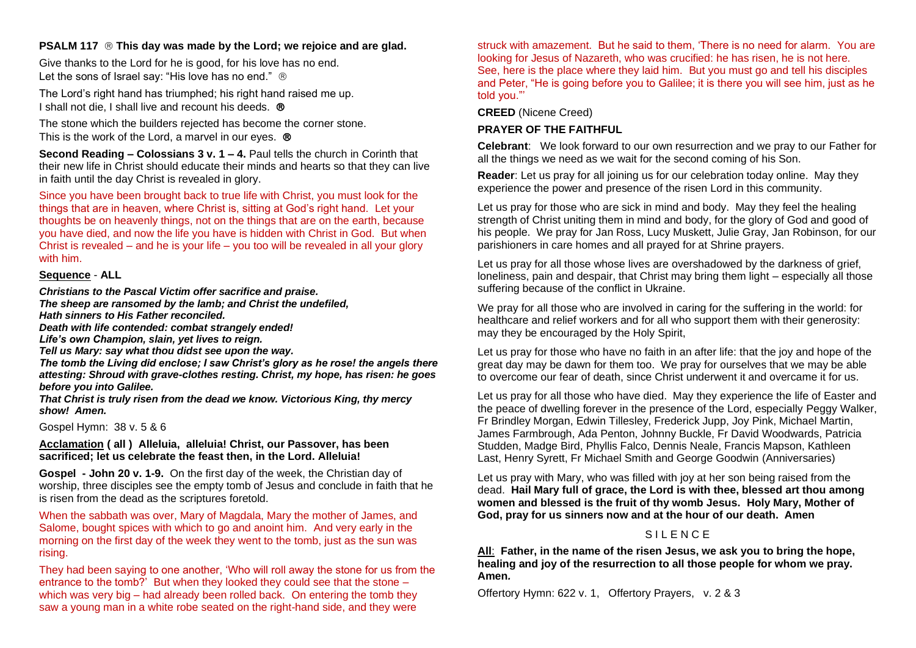**PSALM 117** ® **This day was made by the Lord; we rejoice and are glad.**

Give thanks to the Lord for he is good, for his love has no end.
Let the sons of Israel say: "His love has no end." ®

The Lord's right hand has triumphed; his right hand raised me up.
I shall not die, I shall live and recount his deeds. **®**

The stone which the builders rejected has become the corner stone.
This is the work of the Lord, a marvel in our eyes. **®**

**Second Reading – Colossians 3 v. 1 – 4.** Paul tells the church in Corinth that their new life in Christ should educate their minds and hearts so that they can live in faith until the day Christ is revealed in glory.

Since you have been brought back to true life with Christ, you must look for the things that are in heaven, where Christ is, sitting at God's right hand. Let your thoughts be on heavenly things, not on the things that are on the earth, because you have died, and now the life you have is hidden with Christ in God. But when Christ is revealed – and he is your life – you too will be revealed in all your glory with him.

**Sequence** - **ALL**

***Christians to the Pascal Victim offer sacrifice and praise.***
***The sheep are ransomed by the lamb; and Christ the undefiled,***
***Hath sinners to His Father reconciled.***
***Death with life contended: combat strangely ended!***
***Life's own Champion, slain, yet lives to reign.***
***Tell us Mary: say what thou didst see upon the way.***
***The tomb the Living did enclose; I saw Christ's glory as he rose! the angels there attesting: Shroud with grave-clothes resting. Christ, my hope, has risen: he goes before you into Galilee.***
***That Christ is truly risen from the dead we know. Victorious King, thy mercy show! Amen.***

Gospel Hymn: 38 v. 5 & 6

**Acclamation ( all ) Alleluia, alleluia! Christ, our Passover, has been sacrificed; let us celebrate the feast then, in the Lord. Alleluia!**

**Gospel - John 20 v. 1-9.** On the first day of the week, the Christian day of worship, three disciples see the empty tomb of Jesus and conclude in faith that he is risen from the dead as the scriptures foretold.

When the sabbath was over, Mary of Magdala, Mary the mother of James, and Salome, bought spices with which to go and anoint him. And very early in the morning on the first day of the week they went to the tomb, just as the sun was rising.

They had been saying to one another, 'Who will roll away the stone for us from the entrance to the tomb?' But when they looked they could see that the stone – which was very big – had already been rolled back. On entering the tomb they saw a young man in a white robe seated on the right-hand side, and they were struck with amazement. But he said to them, 'There is no need for alarm. You are looking for Jesus of Nazareth, who was crucified: he has risen, he is not here. See, here is the place where they laid him. But you must go and tell his disciples and Peter, "He is going before you to Galilee; it is there you will see him, just as he told you."'

**CREED** (Nicene Creed)

**PRAYER OF THE FAITHFUL**

**Celebrant**: We look forward to our own resurrection and we pray to our Father for all the things we need as we wait for the second coming of his Son.

**Reader**: Let us pray for all joining us for our celebration today online. May they experience the power and presence of the risen Lord in this community.

Let us pray for those who are sick in mind and body. May they feel the healing strength of Christ uniting them in mind and body, for the glory of God and good of his people. We pray for Jan Ross, Lucy Muskett, Julie Gray, Jan Robinson, for our parishioners in care homes and all prayed for at Shrine prayers.

Let us pray for all those whose lives are overshadowed by the darkness of grief, loneliness, pain and despair, that Christ may bring them light – especially all those suffering because of the conflict in Ukraine.

We pray for all those who are involved in caring for the suffering in the world: for healthcare and relief workers and for all who support them with their generosity: may they be encouraged by the Holy Spirit,

Let us pray for those who have no faith in an after life: that the joy and hope of the great day may be dawn for them too. We pray for ourselves that we may be able to overcome our fear of death, since Christ underwent it and overcame it for us.

Let us pray for all those who have died. May they experience the life of Easter and the peace of dwelling forever in the presence of the Lord, especially Peggy Walker, Fr Brindley Morgan, Edwin Tillesley, Frederick Jupp, Joy Pink, Michael Martin, James Farmbrough, Ada Penton, Johnny Buckle, Fr David Woodwards, Patricia Studden, Madge Bird, Phyllis Falco, Dennis Neale, Francis Mapson, Kathleen Last, Henry Syrett, Fr Michael Smith and George Goodwin (Anniversaries)

Let us pray with Mary, who was filled with joy at her son being raised from the dead. **Hail Mary full of grace, the Lord is with thee, blessed art thou among women and blessed is the fruit of thy womb Jesus. Holy Mary, Mother of God, pray for us sinners now and at the hour of our death. Amen**

S I L E N C E

**All**: **Father, in the name of the risen Jesus, we ask you to bring the hope, healing and joy of the resurrection to all those people for whom we pray. Amen.**

Offertory Hymn: 622 v. 1, Offertory Prayers, v. 2 & 3